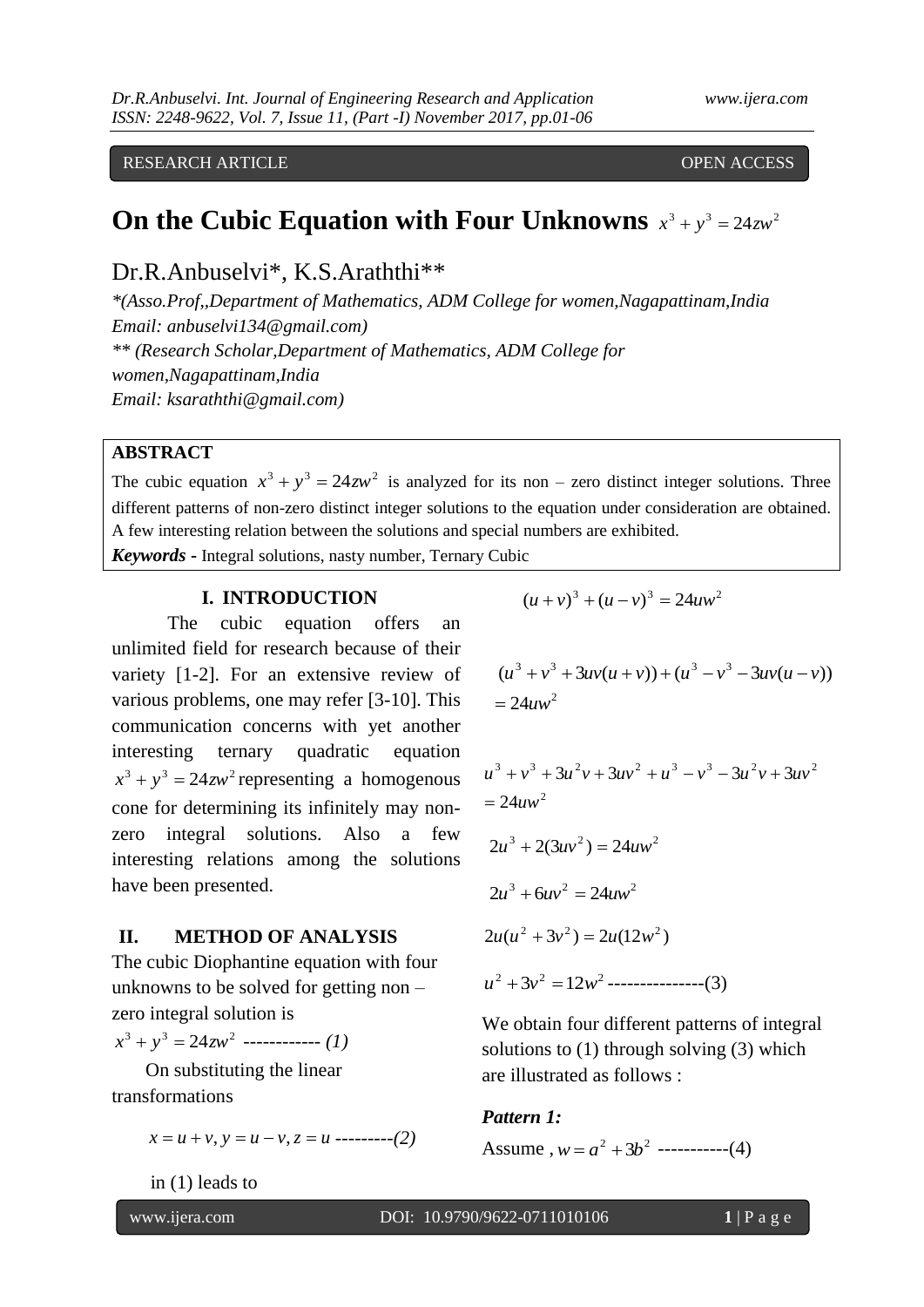RESEARCH ARTICLE OPEN ACCESS

# On the Cubic Equation with Four Unknowns $x^3 + y^3 = 24zw^2$

Dr.R.Anbuselvi*, K.S.Araththi**

*(Asso.Prof,,Department of Mathematics, ADM College for women,Nagapattinam,India
Email: anbuselvi134@gmail.com)

** (Research Scholar,Department of Mathematics, ADM College for women,Nagapattinam,India
Email: ksaraththi@gmail.com)

**ABSTRACT**

The cubic equation $x^3 + y^3 = 24zw^2$ is analyzed for its non – zero distinct integer solutions. Three different patterns of non-zero distinct integer solutions to the equation under consideration are obtained. A few interesting relation between the solutions and special numbers are exhibited.

***Keywords*** **-** Integral solutions, nasty number, Ternary Cubic

## I. INTRODUCTION

The cubic equation offers an unlimited field for research because of their variety [1-2]. For an extensive review of various problems, one may refer [3-10]. This communication concerns with yet another interesting ternary quadratic equation $x^3 + y^3 = 24zw^2$ representing a homogenous cone for determining its infinitely may non-zero integral solutions. Also a few interesting relations among the solutions have been presented.

## II. METHOD OF ANALYSIS

The cubic Diophantine equation with four unknowns to be solved for getting non – zero integral solution is

$$x^3 + y^3 = 24zw^2 \text{ ------------ } (1)$$

On substituting the linear transformations

$$x = u + v, y = u - v, z = u \text{ ---------}(2)$$

in (1) leads to

$$(u+v)^3 + (u-v)^3 = 24uw^2$$

$$(u^3 + v^3 + 3uv(u+v)) + (u^3 - v^3 - 3uv(u-v)) = 24uw^2$$

$$u^3 + v^3 + 3u^2v + 3uv^2 + u^3 - v^3 - 3u^2v + 3uv^2 = 24uw^2$$

$$2u^3 + 2(3uv^2) = 24uw^2$$

$$2u^3 + 6uv^2 = 24uw^2$$

$$2u(u^2 + 3v^2) = 2u(12w^2)$$

$$u^2 + 3v^2 = 12w^2 \text{ ---------------}(3)$$

We obtain four different patterns of integral solutions to (1) through solving (3) which are illustrated as follows :

***Pattern 1:***

Assume , $w = a^2 + 3b^2$ -----------(4)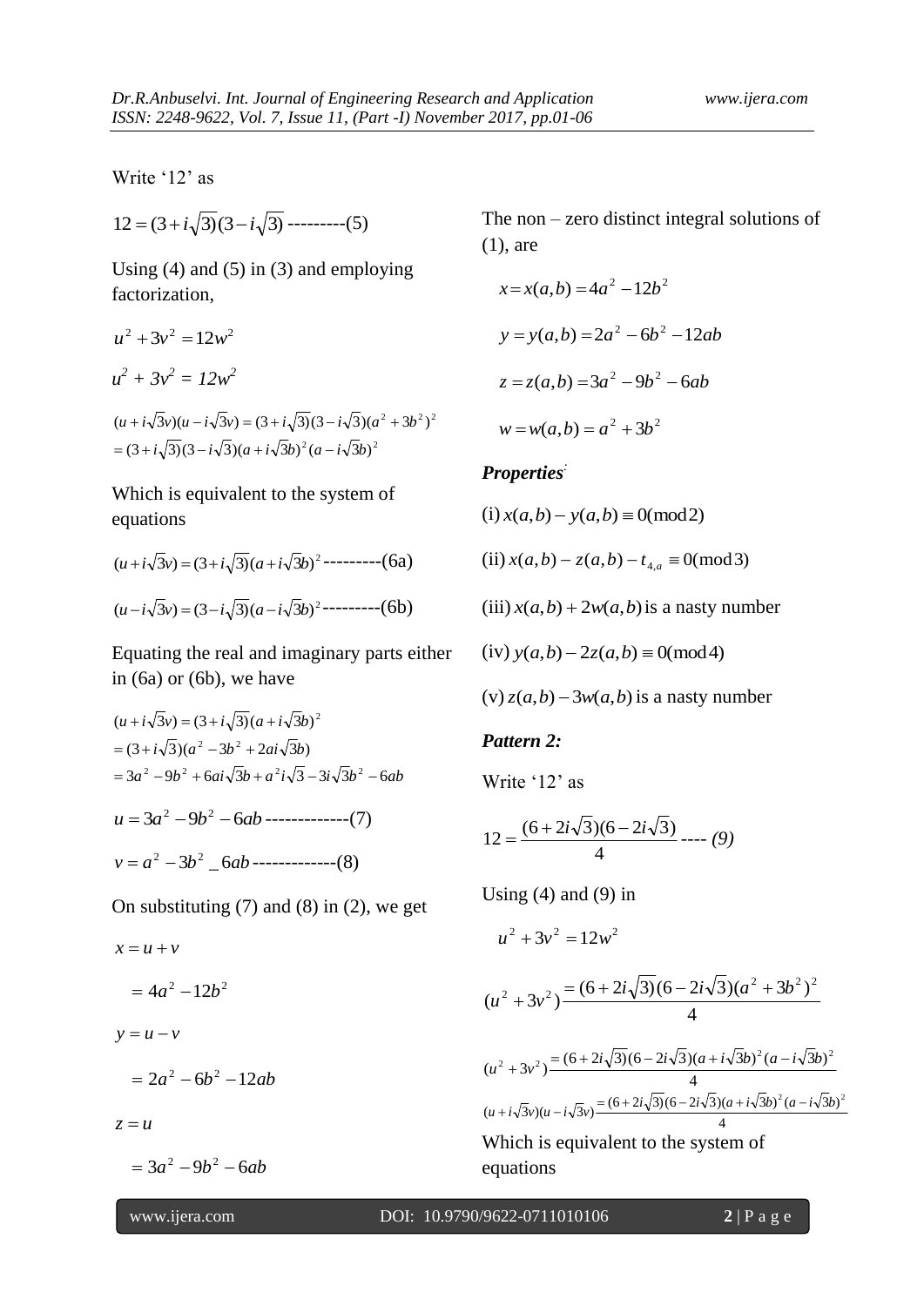Write '12' as

$$12=(3+i\sqrt{3})(3-i\sqrt{3}) \text{ ---------(5)}$$

Using (4) and (5) in (3) and employing factorization,

$$u^2+3v^2=12w^2$$

$$u^2 + 3v^2 = 12w^2$$

$$(u+i\sqrt{3}v)(u-i\sqrt{3}v)=(3+i\sqrt{3})(3-i\sqrt{3})(a^2+3b^2)^2$$
$$=(3+i\sqrt{3})(3-i\sqrt{3})(a+i\sqrt{3}b)^2(a-i\sqrt{3}b)^2$$

Which is equivalent to the system of equations

$$(u+i\sqrt{3}v)=(3+i\sqrt{3})(a+i\sqrt{3}b)^2 \text{ ---------(6a)}$$

$$(u-i\sqrt{3}v)=(3-i\sqrt{3})(a-i\sqrt{3}b)^2 \text{ ---------(6b)}$$

Equating the real and imaginary parts either in (6a) or (6b), we have

$$(u+i\sqrt{3}v)=(3+i\sqrt{3})(a+i\sqrt{3}b)^2$$
$$=(3+i\sqrt{3})(a^2-3b^2+2ai\sqrt{3}b)$$
$$=3a^2-9b^2+6ai\sqrt{3}b+a^2i\sqrt{3}-3i\sqrt{3}b^2-6ab$$

$$u=3a^2-9b^2-6ab \text{ -------------(7)}$$

$$v=a^2-3b^2 \_ 6ab \text{ -------------(8)}$$

On substituting (7) and (8) in (2), we get

$$x=u+v$$

$$=4a^2-12b^2$$

$$y=u-v$$

$$=2a^2-6b^2-12ab$$

$$z=u$$

$$=3a^2-9b^2-6ab$$

The non – zero distinct integral solutions of (1), are

$$x=x(a,b)=4a^2-12b^2$$

$$y=y(a,b)=2a^2-6b^2-12ab$$

$$z=z(a,b)=3a^2-9b^2-6ab$$

$$w=w(a,b)=a^2+3b^2$$

***Properties:***

(i) $x(a,b)-y(a,b)\equiv 0(\bmod 2)$

(ii) $x(a,b)-z(a,b)-t_{4,a}\equiv 0(\bmod 3)$

(iii) $x(a,b)+2w(a,b)$ is a nasty number

(iv) $y(a,b)-2z(a,b)\equiv 0(\bmod 4)$

(v) $z(a,b)-3w(a,b)$ is a nasty number

***Pattern 2:***

Write '12' as

$$12=\frac{(6+2i\sqrt{3})(6-2i\sqrt{3})}{4} \text{ ---- (9)}$$

Using (4) and (9) in

$$u^2+3v^2=12w^2$$

$$(u^2+3v^2)\frac{=(6+2i\sqrt{3})(6-2i\sqrt{3})(a^2+3b^2)^2}{4}$$

$$(u^2+3v^2)\frac{=(6+2i\sqrt{3})(6-2i\sqrt{3})(a+i\sqrt{3}b)^2(a-i\sqrt{3}b)^2}{4}$$
$$(u+i\sqrt{3}v)(u-i\sqrt{3}v)\frac{=(6+2i\sqrt{3})(6-2i\sqrt{3})(a+i\sqrt{3}b)^2(a-i\sqrt{3}b)^2}{4}$$

Which is equivalent to the system of equations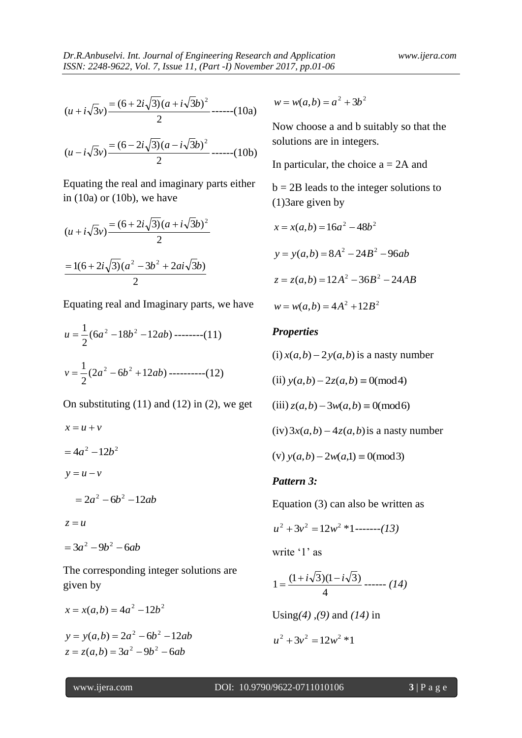$$(u+i\sqrt{3}v)\frac{=(6+2i\sqrt{3})(a+i\sqrt{3}b)^2}{2} \text{------(10a)}$$

$$(u-i\sqrt{3}v)\frac{=(6-2i\sqrt{3})(a-i\sqrt{3}b)^2}{2} \text{------(10b)}$$

Equating the real and imaginary parts either in (10a) or (10b), we have

$$(u+i\sqrt{3}v)\frac{=(6+2i\sqrt{3})(a+i\sqrt{3}b)^2}{2}$$

$$\frac{=1(6+2i\sqrt{3})(a^2-3b^2+2ai\sqrt{3}b)}{2}$$

Equating real and Imaginary parts, we have

$$u=\frac{1}{2}(6a^2-18b^2-12ab) \text{--------(11)}$$

$$v=\frac{1}{2}(2a^2-6b^2+12ab) \text{----------(12)}$$

On substituting (11) and (12) in (2), we get

$$x=u+v$$

$$=4a^2-12b^2$$

$$y=u-v$$

$$=2a^2-6b^2-12ab$$

$$z=u$$

$$=3a^2-9b^2-6ab$$

The corresponding integer solutions are given by

$$x=x(a,b)=4a^2-12b^2$$

$$y=y(a,b)=2a^2-6b^2-12ab$$

$$z=z(a,b)=3a^2-9b^2-6ab$$

$$w=w(a,b)=a^2+3b^2$$

Now choose a and b suitably so that the solutions are in integers.

In particular, the choice a = 2A and

b = 2B leads to the integer solutions to (1)3are given by

$$x=x(a,b)=16a^2-48b^2$$

$$y=y(a,b)=8A^2-24B^2-96ab$$

$$z=z(a,b)=12A^2-36B^2-24AB$$

$$w=w(a,b)=4A^2+12B^2$$

***Properties***

(i) $x(a,b)-2y(a,b)$ is a nasty number

(ii) $y(a,b)-2z(a,b)\equiv 0(\text{mod}\,4)$

(iii) $z(a,b)-3w(a,b)\equiv 0(\text{mod}\,6)$

(iv) $3x(a,b)-4z(a,b)$ is a nasty number

(v) $y(a,b)-2w(a,1)\equiv 0(\text{mod}\,3)$

***Pattern 3:***

Equation (3) can also be written as

$$u^2+3v^2=12w^2*1 \text{-------}\textit{(13)}$$

write '1' as

$$1=\frac{(1+i\sqrt{3})(1-i\sqrt{3})}{4} \text{------ }\textit{(14)}$$

Using *(4)* ,*(9)* and *(14)* in

$$u^2+3v^2=12w^2*1$$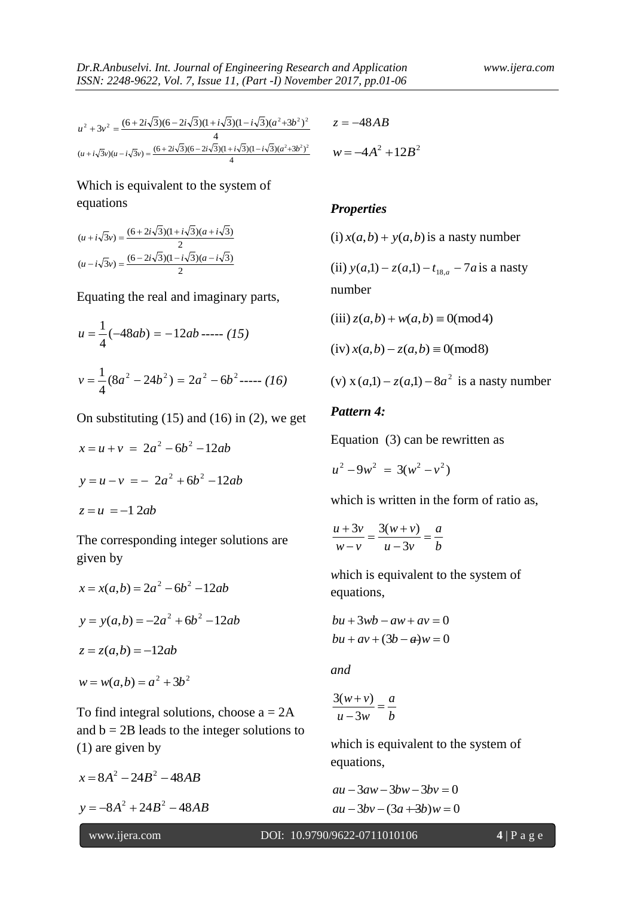$$u^2+3v^2=\frac{(6+2i\sqrt{3})(6-2i\sqrt{3})(1+i\sqrt{3})(1-i\sqrt{3})(a^2+3b^2)^2}{4}$$

$$(u+i\sqrt{3}v)(u-i\sqrt{3}v)=\frac{(6+2i\sqrt{3})(6-2i\sqrt{3})(1+i\sqrt{3})(1-i\sqrt{3})(a^2+3b^2)^2}{4}$$

Which is equivalent to the system of equations

$$(u+i\sqrt{3}v)=\frac{(6+2i\sqrt{3})(1+i\sqrt{3})(a+i\sqrt{3})}{2}$$

$$(u-i\sqrt{3}v)=\frac{(6-2i\sqrt{3})(1-i\sqrt{3})(a-i\sqrt{3})}{2}$$

Equating the real and imaginary parts,

$$u=\frac{1}{4}(-48ab)=-12ab \text{ ----- } (15)$$

$$v=\frac{1}{4}(8a^2-24b^2)=2a^2-6b^2 \text{ ----- } (16)$$

On substituting (15) and (16) in (2), we get

$$x=u+v = 2a^2-6b^2-12ab$$

$$y=u-v = -2a^2+6b^2-12ab$$

$$z=u=-12ab$$

The corresponding integer solutions are given by

$$x=x(a,b)=2a^2-6b^2-12ab$$

$$y=y(a,b)=-2a^2+6b^2-12ab$$

$$z=z(a,b)=-12ab$$

$$w=w(a,b)=a^2+3b^2$$

To find integral solutions, choose a = 2A and b = 2B leads to the integer solutions to (1) are given by

$$x=8A^2-24B^2-48AB$$

$$y=-8A^2+24B^2-48AB$$

$$z=-48AB$$

$$w=-4A^2+12B^2$$

***Properties***

(i) $x(a,b)+y(a,b)$ is a nasty number

(ii) $y(a,1)-z(a,1)-t_{18,a}-7a$ is a nasty number

(iii) $z(a,b)+w(a,b)\equiv 0 \pmod{4}$

(iv) $x(a,b)-z(a,b)\equiv 0 \pmod{8}$

(v) $x(a,1)-z(a,1)-8a^2$ is a nasty number

***Pattern 4:***

Equation (3) can be rewritten as

$$u^2-9w^2 = 3(w^2-v^2)$$

which is written in the form of ratio as,

$$\frac{u+3v}{w-v}=\frac{3(w+v)}{u-3v}=\frac{a}{b}$$

*w*hich is equivalent to the system of equations,

$$bu+3wb-aw+av=0$$
$$bu+av+(3b-a)w=0$$

*and*

$$\frac{3(w+v)}{u-3w}=\frac{a}{b}$$

*w*hich is equivalent to the system of equations,

$$au-3aw-3bw-3bv=0$$
$$au-3bv-(3a+3b)w=0$$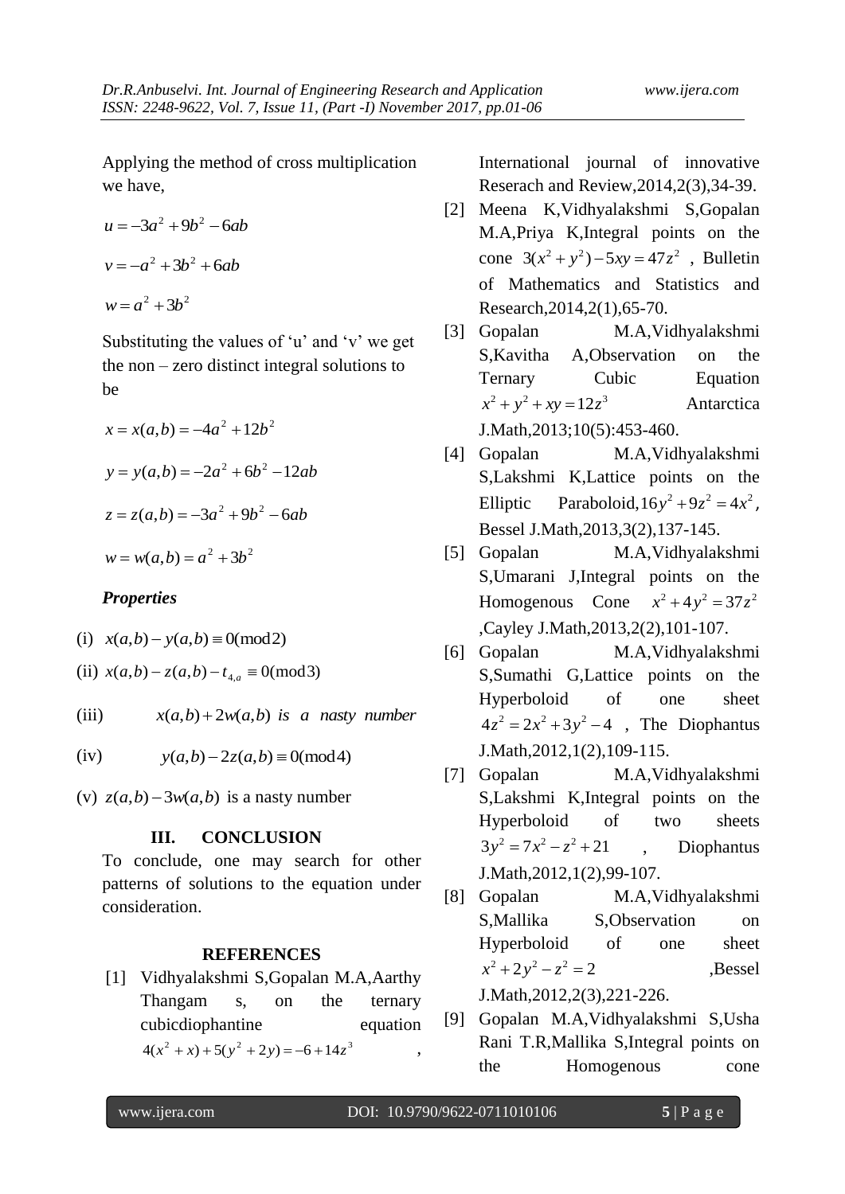Applying the method of cross multiplication we have,

$$u = -3a^2 + 9b^2 - 6ab$$

$$v = -a^2 + 3b^2 + 6ab$$

$$w = a^2 + 3b^2$$

Substituting the values of 'u' and 'v' we get the non – zero distinct integral solutions to be

$$x = x(a,b) = -4a^2 + 12b^2$$

$$y = y(a,b) = -2a^2 + 6b^2 - 12ab$$

$$z = z(a,b) = -3a^2 + 9b^2 - 6ab$$

$$w = w(a,b) = a^2 + 3b^2$$

***Properties***

(i) $x(a,b) - y(a,b) \equiv 0 (\text{mod} 2)$

(ii) $x(a,b) - z(a,b) - t_{4,a} \equiv 0 (\text{mod} 3)$

(iii) $x(a,b) + 2w(a,b)$ *is a nasty number*

(iv) $y(a,b) - 2z(a,b) \equiv 0 (\text{mod} 4)$

(v) $z(a,b) - 3w(a,b)$ is a nasty number

## III. CONCLUSION

To conclude, one may search for other patterns of solutions to the equation under consideration.

## REFERENCES

[1] Vidhyalakshmi S,Gopalan M.A,Aarthy Thangam s, on the ternary cubicdiophantine equation $4(x^2 + x) + 5(y^2 + 2y) = -6 + 14z^3$, International journal of innovative Reserach and Review,2014,2(3),34-39.

[2] Meena K,Vidhyalakshmi S,Gopalan M.A,Priya K,Integral points on the cone $3(x^2 + y^2) - 5xy = 47z^2$, Bulletin of Mathematics and Statistics and Research,2014,2(1),65-70.

[3] Gopalan M.A,Vidhyalakshmi S,Kavitha A,Observation on the Ternary Cubic Equation $x^2 + y^2 + xy = 12z^3$ Antarctica J.Math,2013;10(5):453-460.

[4] Gopalan M.A,Vidhyalakshmi S,Lakshmi K,Lattice points on the Elliptic Paraboloid,$16y^2 + 9z^2 = 4x^2$, Bessel J.Math,2013,3(2),137-145.

[5] Gopalan M.A,Vidhyalakshmi S,Umarani J,Integral points on the Homogenous Cone $x^2 + 4y^2 = 37z^2$ ,Cayley J.Math,2013,2(2),101-107.

[6] Gopalan M.A,Vidhyalakshmi S,Sumathi G,Lattice points on the Hyperboloid of one sheet $4z^2 = 2x^2 + 3y^2 - 4$ , The Diophantus J.Math,2012,1(2),109-115.

[7] Gopalan M.A,Vidhyalakshmi S,Lakshmi K,Integral points on the Hyperboloid of two sheets $3y^2 = 7x^2 - z^2 + 21$ , Diophantus J.Math,2012,1(2),99-107.

[8] Gopalan M.A,Vidhyalakshmi S,Mallika S,Observation on Hyperboloid of one sheet $x^2 + 2y^2 - z^2 = 2$ ,Bessel J.Math,2012,2(3),221-226.

[9] Gopalan M.A,Vidhyalakshmi S,Usha Rani T.R,Mallika S,Integral points on the Homogenous cone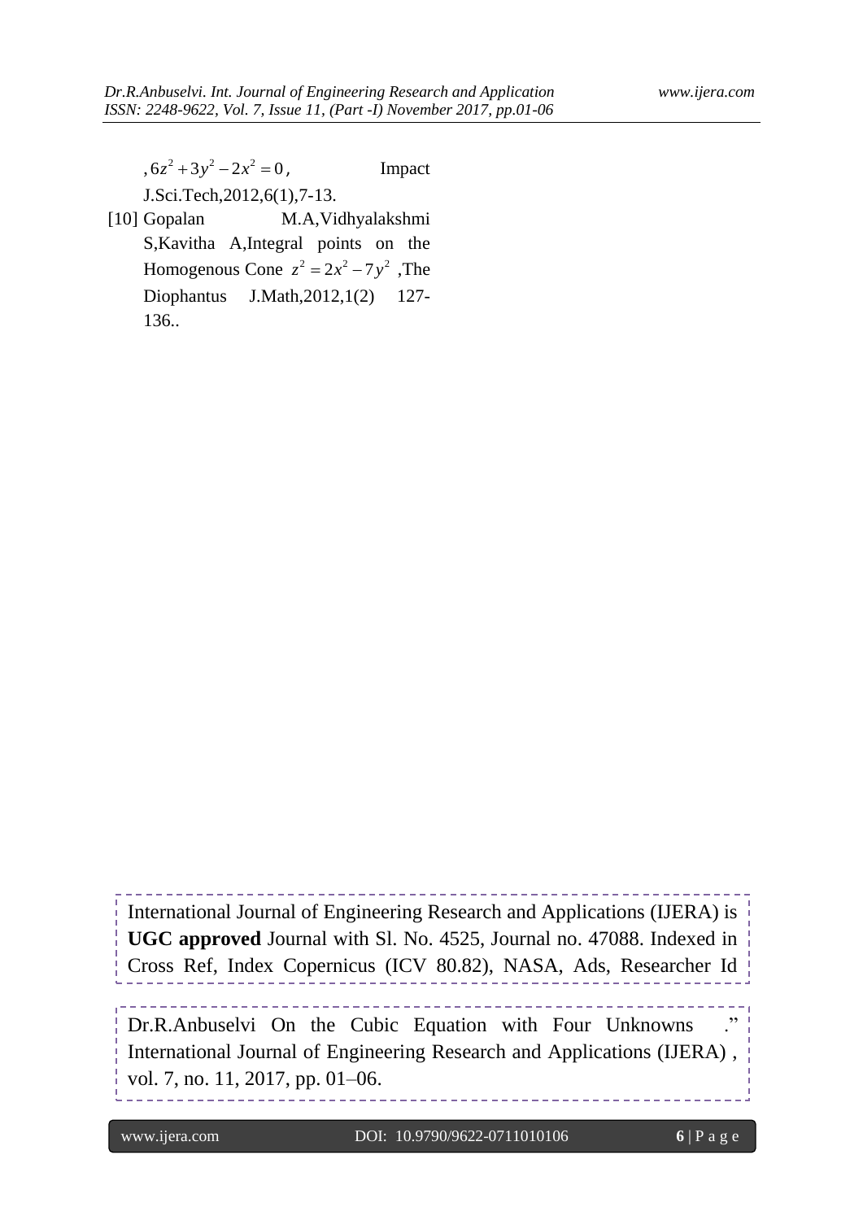, $6z^2 + 3y^2 - 2x^2 = 0$, Impact J.Sci.Tech,2012,6(1),7-13.

[10] Gopalan M.A,Vidhyalakshmi S,Kavitha A,Integral points on the Homogenous Cone $z^2 = 2x^2 - 7y^2$ ,The Diophantus J.Math,2012,1(2) 127-136..

International Journal of Engineering Research and Applications (IJERA) is **UGC approved** Journal with Sl. No. 4525, Journal no. 47088. Indexed in Cross Ref, Index Copernicus (ICV 80.82), NASA, Ads, Researcher Id

Dr.R.Anbuselvi On the Cubic Equation with Four Unknowns ." International Journal of Engineering Research and Applications (IJERA) , vol. 7, no. 11, 2017, pp. 01–06.